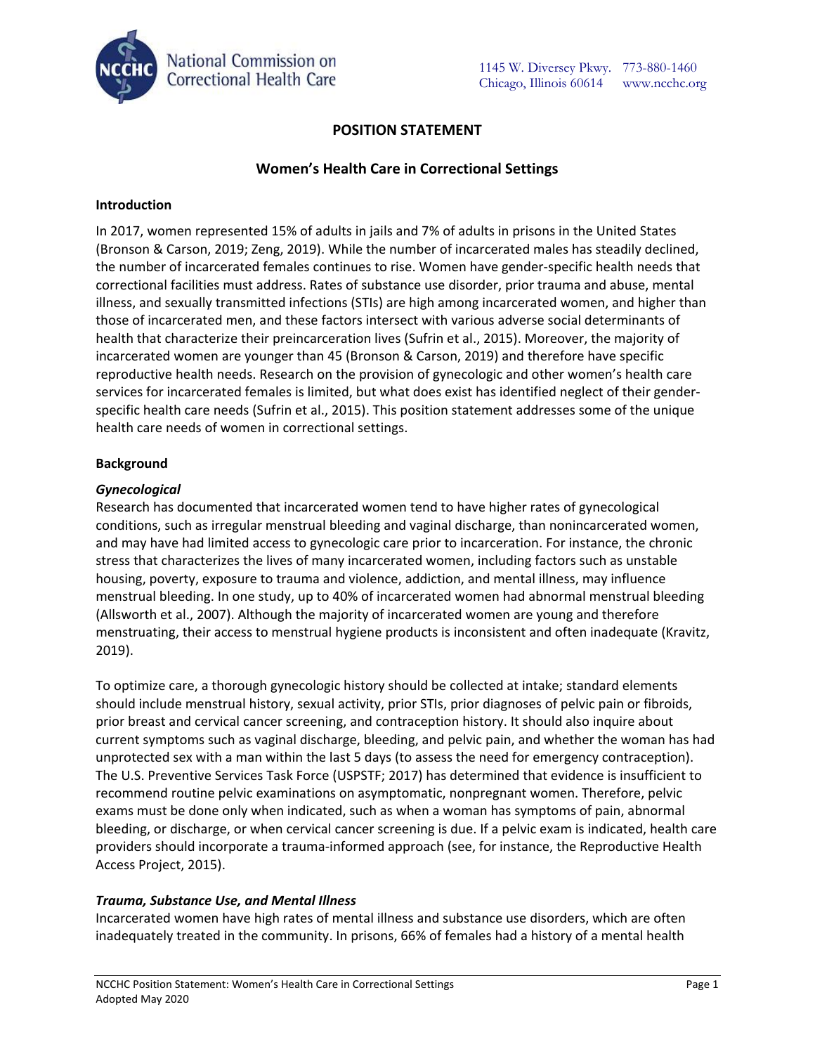National Commission on Correctional Health Care

1145 W. Diversey Pkwy. Chicago, Illinois 60614 773-880-1460 www.ncchc.org

# POSITION STATEMENT

## Women's Health Care in Correctional Settings

### Introduction

In 2017, women represented 15% of adults in jails and 7% of adults in prisons in the United States (Bronson & Carson, 2019; Zeng, 2019). While the number of incarcerated males has steadily declined, the number of incarcerated females continues to rise. Women have gender-specific health needs that correctional facilities must address. Rates of substance use disorder, prior trauma and abuse, mental illness, and sexually transmitted infections (STIs) are high among incarcerated women, and higher than those of incarcerated men, and these factors intersect with various adverse social determinants of health that characterize their preincarceration lives (Sufrin et al., 2015). Moreover, the majority of incarcerated women are younger than 45 (Bronson & Carson, 2019) and therefore have specific reproductive health needs. Research on the provision of gynecologic and other women's health care services for incarcerated females is limited, but what does exist has identified neglect of their gender-specific health care needs (Sufrin et al., 2015). This position statement addresses some of the unique health care needs of women in correctional settings.

### Background

#### *Gynecological*

Research has documented that incarcerated women tend to have higher rates of gynecological conditions, such as irregular menstrual bleeding and vaginal discharge, than nonincarcerated women, and may have had limited access to gynecologic care prior to incarceration. For instance, the chronic stress that characterizes the lives of many incarcerated women, including factors such as unstable housing, poverty, exposure to trauma and violence, addiction, and mental illness, may influence menstrual bleeding. In one study, up to 40% of incarcerated women had abnormal menstrual bleeding (Allsworth et al., 2007). Although the majority of incarcerated women are young and therefore menstruating, their access to menstrual hygiene products is inconsistent and often inadequate (Kravitz, 2019).

To optimize care, a thorough gynecologic history should be collected at intake; standard elements should include menstrual history, sexual activity, prior STIs, prior diagnoses of pelvic pain or fibroids, prior breast and cervical cancer screening, and contraception history. It should also inquire about current symptoms such as vaginal discharge, bleeding, and pelvic pain, and whether the woman has had unprotected sex with a man within the last 5 days (to assess the need for emergency contraception). The U.S. Preventive Services Task Force (USPSTF; 2017) has determined that evidence is insufficient to recommend routine pelvic examinations on asymptomatic, nonpregnant women. Therefore, pelvic exams must be done only when indicated, such as when a woman has symptoms of pain, abnormal bleeding, or discharge, or when cervical cancer screening is due. If a pelvic exam is indicated, health care providers should incorporate a trauma-informed approach (see, for instance, the Reproductive Health Access Project, 2015).

#### *Trauma, Substance Use, and Mental Illness*

Incarcerated women have high rates of mental illness and substance use disorders, which are often inadequately treated in the community. In prisons, 66% of females had a history of a mental health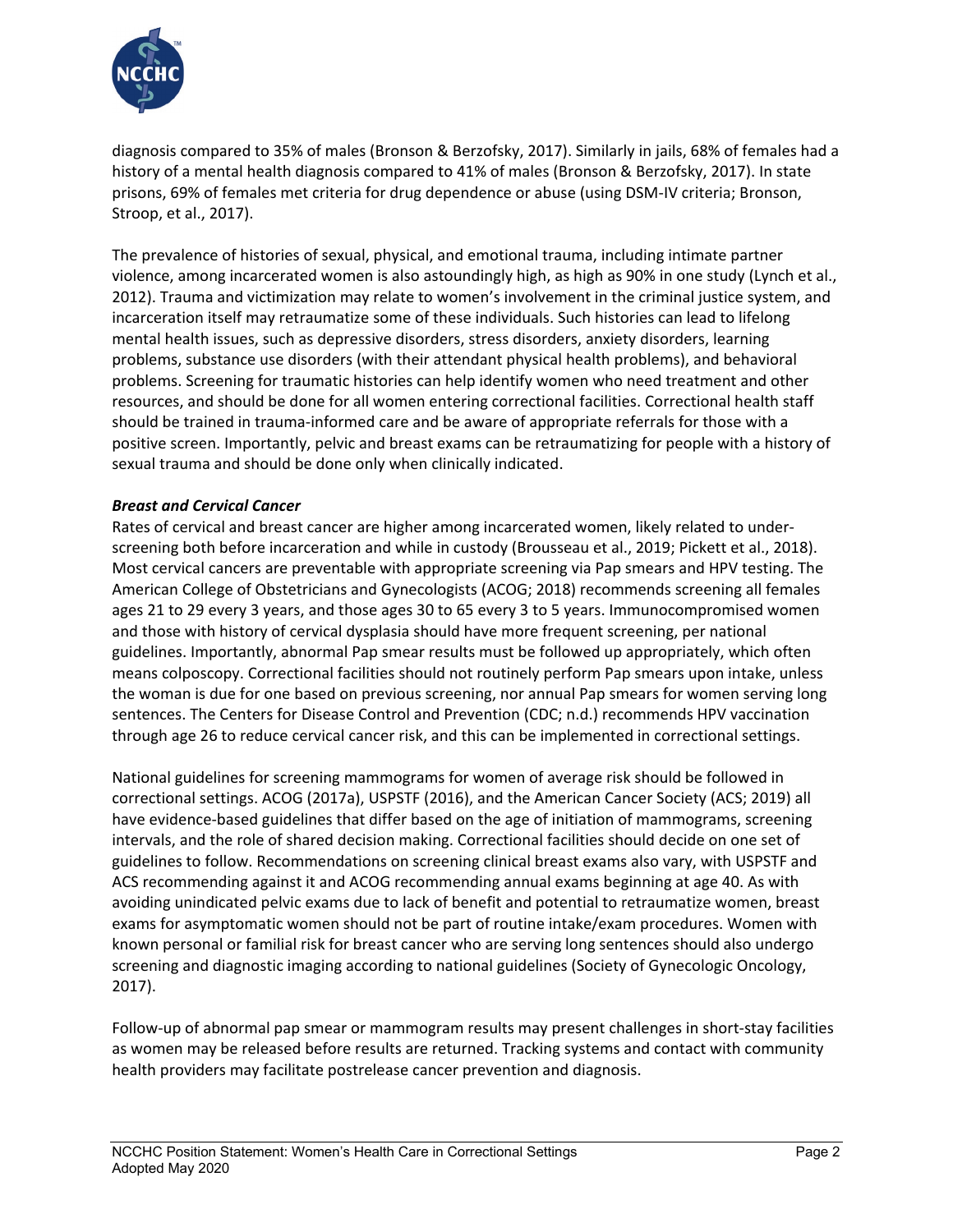diagnosis compared to 35% of males (Bronson & Berzofsky, 2017). Similarly in jails, 68% of females had a history of a mental health diagnosis compared to 41% of males (Bronson & Berzofsky, 2017). In state prisons, 69% of females met criteria for drug dependence or abuse (using DSM-IV criteria; Bronson, Stroop, et al., 2017).

The prevalence of histories of sexual, physical, and emotional trauma, including intimate partner violence, among incarcerated women is also astoundingly high, as high as 90% in one study (Lynch et al., 2012). Trauma and victimization may relate to women's involvement in the criminal justice system, and incarceration itself may retraumatize some of these individuals. Such histories can lead to lifelong mental health issues, such as depressive disorders, stress disorders, anxiety disorders, learning problems, substance use disorders (with their attendant physical health problems), and behavioral problems. Screening for traumatic histories can help identify women who need treatment and other resources, and should be done for all women entering correctional facilities. Correctional health staff should be trained in trauma-informed care and be aware of appropriate referrals for those with a positive screen. Importantly, pelvic and breast exams can be retraumatizing for people with a history of sexual trauma and should be done only when clinically indicated.

***Breast and Cervical Cancer***

Rates of cervical and breast cancer are higher among incarcerated women, likely related to under-screening both before incarceration and while in custody (Brousseau et al., 2019; Pickett et al., 2018). Most cervical cancers are preventable with appropriate screening via Pap smears and HPV testing. The American College of Obstetricians and Gynecologists (ACOG; 2018) recommends screening all females ages 21 to 29 every 3 years, and those ages 30 to 65 every 3 to 5 years. Immunocompromised women and those with history of cervical dysplasia should have more frequent screening, per national guidelines. Importantly, abnormal Pap smear results must be followed up appropriately, which often means colposcopy. Correctional facilities should not routinely perform Pap smears upon intake, unless the woman is due for one based on previous screening, nor annual Pap smears for women serving long sentences. The Centers for Disease Control and Prevention (CDC; n.d.) recommends HPV vaccination through age 26 to reduce cervical cancer risk, and this can be implemented in correctional settings.

National guidelines for screening mammograms for women of average risk should be followed in correctional settings. ACOG (2017a), USPSTF (2016), and the American Cancer Society (ACS; 2019) all have evidence-based guidelines that differ based on the age of initiation of mammograms, screening intervals, and the role of shared decision making. Correctional facilities should decide on one set of guidelines to follow. Recommendations on screening clinical breast exams also vary, with USPSTF and ACS recommending against it and ACOG recommending annual exams beginning at age 40. As with avoiding unindicated pelvic exams due to lack of benefit and potential to retraumatize women, breast exams for asymptomatic women should not be part of routine intake/exam procedures. Women with known personal or familial risk for breast cancer who are serving long sentences should also undergo screening and diagnostic imaging according to national guidelines (Society of Gynecologic Oncology, 2017).

Follow-up of abnormal pap smear or mammogram results may present challenges in short-stay facilities as women may be released before results are returned. Tracking systems and contact with community health providers may facilitate postrelease cancer prevention and diagnosis.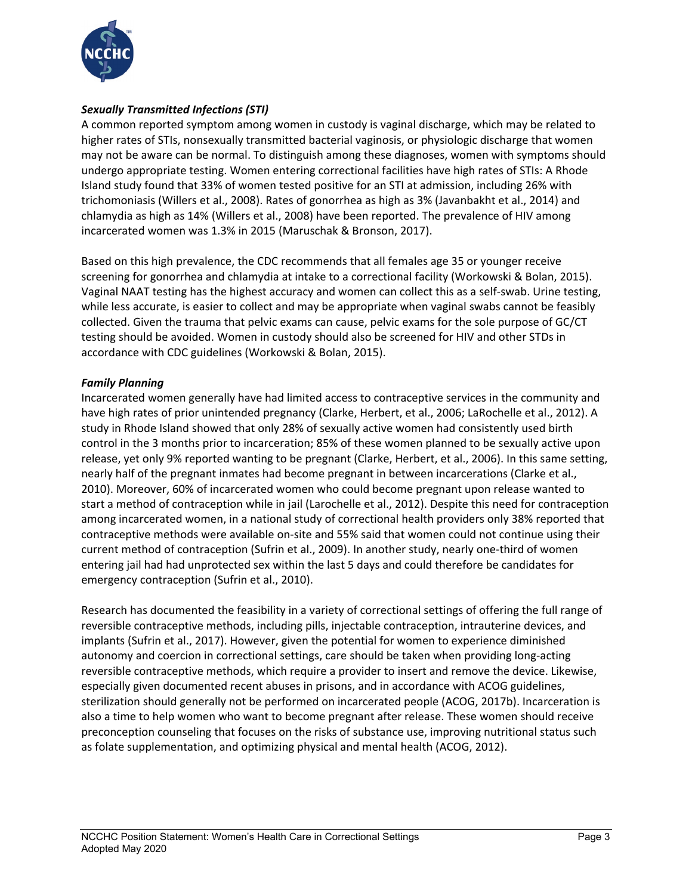### *Sexually Transmitted Infections (STI)*

A common reported symptom among women in custody is vaginal discharge, which may be related to higher rates of STIs, nonsexually transmitted bacterial vaginosis, or physiologic discharge that women may not be aware can be normal. To distinguish among these diagnoses, women with symptoms should undergo appropriate testing. Women entering correctional facilities have high rates of STIs: A Rhode Island study found that 33% of women tested positive for an STI at admission, including 26% with trichomoniasis (Willers et al., 2008). Rates of gonorrhea as high as 3% (Javanbakht et al., 2014) and chlamydia as high as 14% (Willers et al., 2008) have been reported. The prevalence of HIV among incarcerated women was 1.3% in 2015 (Maruschak & Bronson, 2017).

Based on this high prevalence, the CDC recommends that all females age 35 or younger receive screening for gonorrhea and chlamydia at intake to a correctional facility (Workowski & Bolan, 2015). Vaginal NAAT testing has the highest accuracy and women can collect this as a self-swab. Urine testing, while less accurate, is easier to collect and may be appropriate when vaginal swabs cannot be feasibly collected. Given the trauma that pelvic exams can cause, pelvic exams for the sole purpose of GC/CT testing should be avoided. Women in custody should also be screened for HIV and other STDs in accordance with CDC guidelines (Workowski & Bolan, 2015).

### *Family Planning*

Incarcerated women generally have had limited access to contraceptive services in the community and have high rates of prior unintended pregnancy (Clarke, Herbert, et al., 2006; LaRochelle et al., 2012). A study in Rhode Island showed that only 28% of sexually active women had consistently used birth control in the 3 months prior to incarceration; 85% of these women planned to be sexually active upon release, yet only 9% reported wanting to be pregnant (Clarke, Herbert, et al., 2006). In this same setting, nearly half of the pregnant inmates had become pregnant in between incarcerations (Clarke et al., 2010). Moreover, 60% of incarcerated women who could become pregnant upon release wanted to start a method of contraception while in jail (Larochelle et al., 2012). Despite this need for contraception among incarcerated women, in a national study of correctional health providers only 38% reported that contraceptive methods were available on-site and 55% said that women could not continue using their current method of contraception (Sufrin et al., 2009). In another study, nearly one-third of women entering jail had had unprotected sex within the last 5 days and could therefore be candidates for emergency contraception (Sufrin et al., 2010).

Research has documented the feasibility in a variety of correctional settings of offering the full range of reversible contraceptive methods, including pills, injectable contraception, intrauterine devices, and implants (Sufrin et al., 2017). However, given the potential for women to experience diminished autonomy and coercion in correctional settings, care should be taken when providing long-acting reversible contraceptive methods, which require a provider to insert and remove the device. Likewise, especially given documented recent abuses in prisons, and in accordance with ACOG guidelines, sterilization should generally not be performed on incarcerated people (ACOG, 2017b). Incarceration is also a time to help women who want to become pregnant after release. These women should receive preconception counseling that focuses on the risks of substance use, improving nutritional status such as folate supplementation, and optimizing physical and mental health (ACOG, 2012).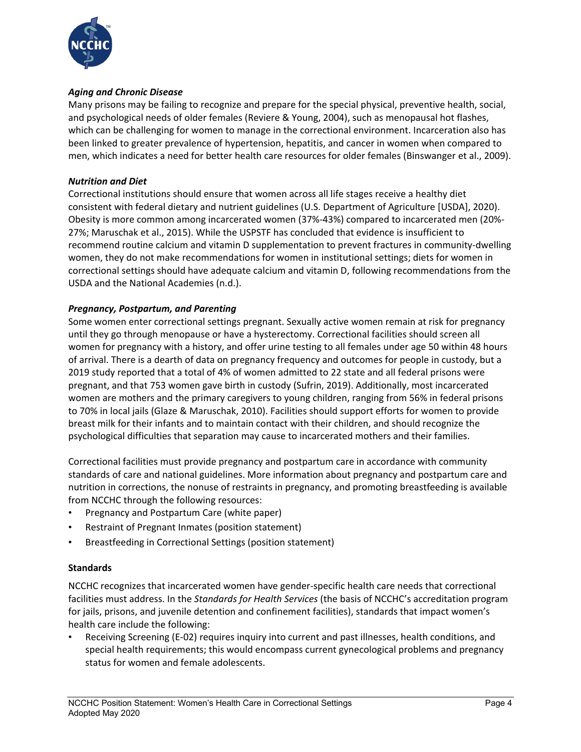***Aging and Chronic Disease***

Many prisons may be failing to recognize and prepare for the special physical, preventive health, social, and psychological needs of older females (Reviere & Young, 2004), such as menopausal hot flashes, which can be challenging for women to manage in the correctional environment. Incarceration also has been linked to greater prevalence of hypertension, hepatitis, and cancer in women when compared to men, which indicates a need for better health care resources for older females (Binswanger et al., 2009).

***Nutrition and Diet***

Correctional institutions should ensure that women across all life stages receive a healthy diet consistent with federal dietary and nutrient guidelines (U.S. Department of Agriculture [USDA], 2020). Obesity is more common among incarcerated women (37%-43%) compared to incarcerated men (20%-27%; Maruschak et al., 2015). While the USPSTF has concluded that evidence is insufficient to recommend routine calcium and vitamin D supplementation to prevent fractures in community-dwelling women, they do not make recommendations for women in institutional settings; diets for women in correctional settings should have adequate calcium and vitamin D, following recommendations from the USDA and the National Academies (n.d.).

***Pregnancy, Postpartum, and Parenting***

Some women enter correctional settings pregnant. Sexually active women remain at risk for pregnancy until they go through menopause or have a hysterectomy. Correctional facilities should screen all women for pregnancy with a history, and offer urine testing to all females under age 50 within 48 hours of arrival. There is a dearth of data on pregnancy frequency and outcomes for people in custody, but a 2019 study reported that a total of 4% of women admitted to 22 state and all federal prisons were pregnant, and that 753 women gave birth in custody (Sufrin, 2019). Additionally, most incarcerated women are mothers and the primary caregivers to young children, ranging from 56% in federal prisons to 70% in local jails (Glaze & Maruschak, 2010). Facilities should support efforts for women to provide breast milk for their infants and to maintain contact with their children, and should recognize the psychological difficulties that separation may cause to incarcerated mothers and their families.

Correctional facilities must provide pregnancy and postpartum care in accordance with community standards of care and national guidelines. More information about pregnancy and postpartum care and nutrition in corrections, the nonuse of restraints in pregnancy, and promoting breastfeeding is available from NCCHC through the following resources:

- Pregnancy and Postpartum Care (white paper)
- Restraint of Pregnant Inmates (position statement)
- Breastfeeding in Correctional Settings (position statement)

**Standards**

NCCHC recognizes that incarcerated women have gender-specific health care needs that correctional facilities must address. In the *Standards for Health Services* (the basis of NCCHC's accreditation program for jails, prisons, and juvenile detention and confinement facilities), standards that impact women's health care include the following:

- Receiving Screening (E-02) requires inquiry into current and past illnesses, health conditions, and special health requirements; this would encompass current gynecological problems and pregnancy status for women and female adolescents.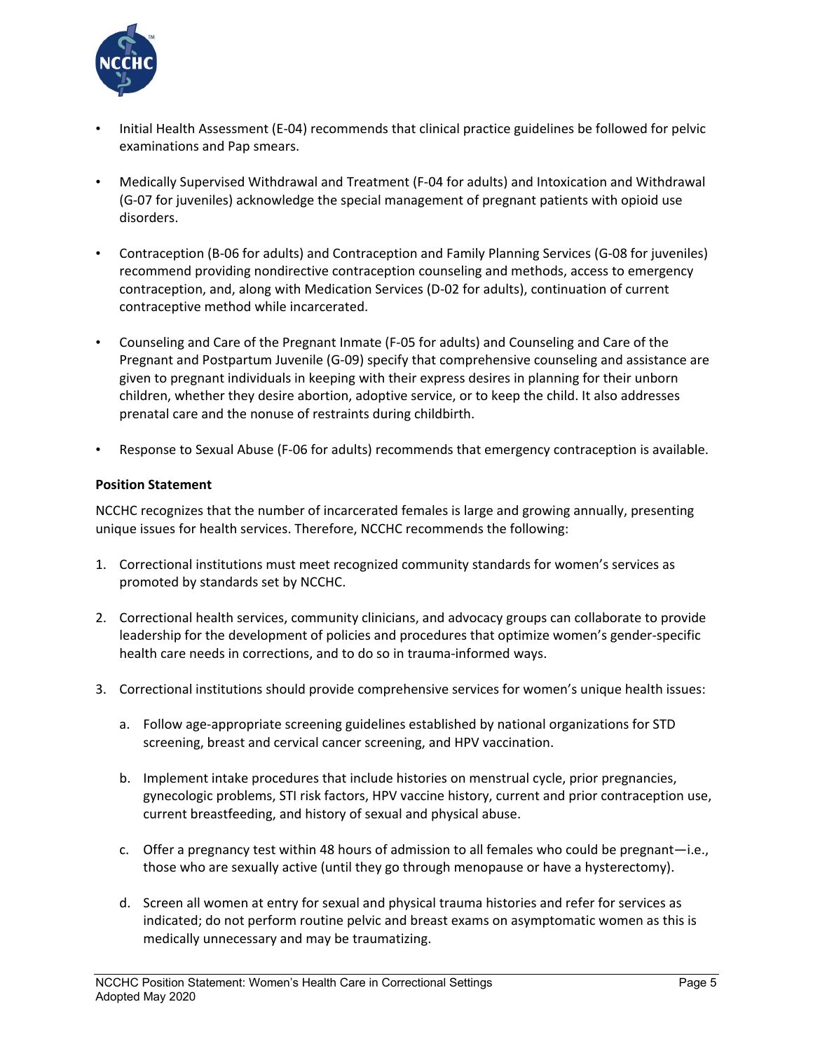- Initial Health Assessment (E-04) recommends that clinical practice guidelines be followed for pelvic examinations and Pap smears.

- Medically Supervised Withdrawal and Treatment (F-04 for adults) and Intoxication and Withdrawal (G-07 for juveniles) acknowledge the special management of pregnant patients with opioid use disorders.

- Contraception (B-06 for adults) and Contraception and Family Planning Services (G-08 for juveniles) recommend providing nondirective contraception counseling and methods, access to emergency contraception, and, along with Medication Services (D-02 for adults), continuation of current contraceptive method while incarcerated.

- Counseling and Care of the Pregnant Inmate (F-05 for adults) and Counseling and Care of the Pregnant and Postpartum Juvenile (G-09) specify that comprehensive counseling and assistance are given to pregnant individuals in keeping with their express desires in planning for their unborn children, whether they desire abortion, adoptive service, or to keep the child. It also addresses prenatal care and the nonuse of restraints during childbirth.

- Response to Sexual Abuse (F-06 for adults) recommends that emergency contraception is available.

**Position Statement**

NCCHC recognizes that the number of incarcerated females is large and growing annually, presenting unique issues for health services. Therefore, NCCHC recommends the following:

1. Correctional institutions must meet recognized community standards for women's services as promoted by standards set by NCCHC.

2. Correctional health services, community clinicians, and advocacy groups can collaborate to provide leadership for the development of policies and procedures that optimize women's gender-specific health care needs in corrections, and to do so in trauma-informed ways.

3. Correctional institutions should provide comprehensive services for women's unique health issues:

    a. Follow age-appropriate screening guidelines established by national organizations for STD screening, breast and cervical cancer screening, and HPV vaccination.

    b. Implement intake procedures that include histories on menstrual cycle, prior pregnancies, gynecologic problems, STI risk factors, HPV vaccine history, current and prior contraception use, current breastfeeding, and history of sexual and physical abuse.

    c. Offer a pregnancy test within 48 hours of admission to all females who could be pregnant—i.e., those who are sexually active (until they go through menopause or have a hysterectomy).

    d. Screen all women at entry for sexual and physical trauma histories and refer for services as indicated; do not perform routine pelvic and breast exams on asymptomatic women as this is medically unnecessary and may be traumatizing.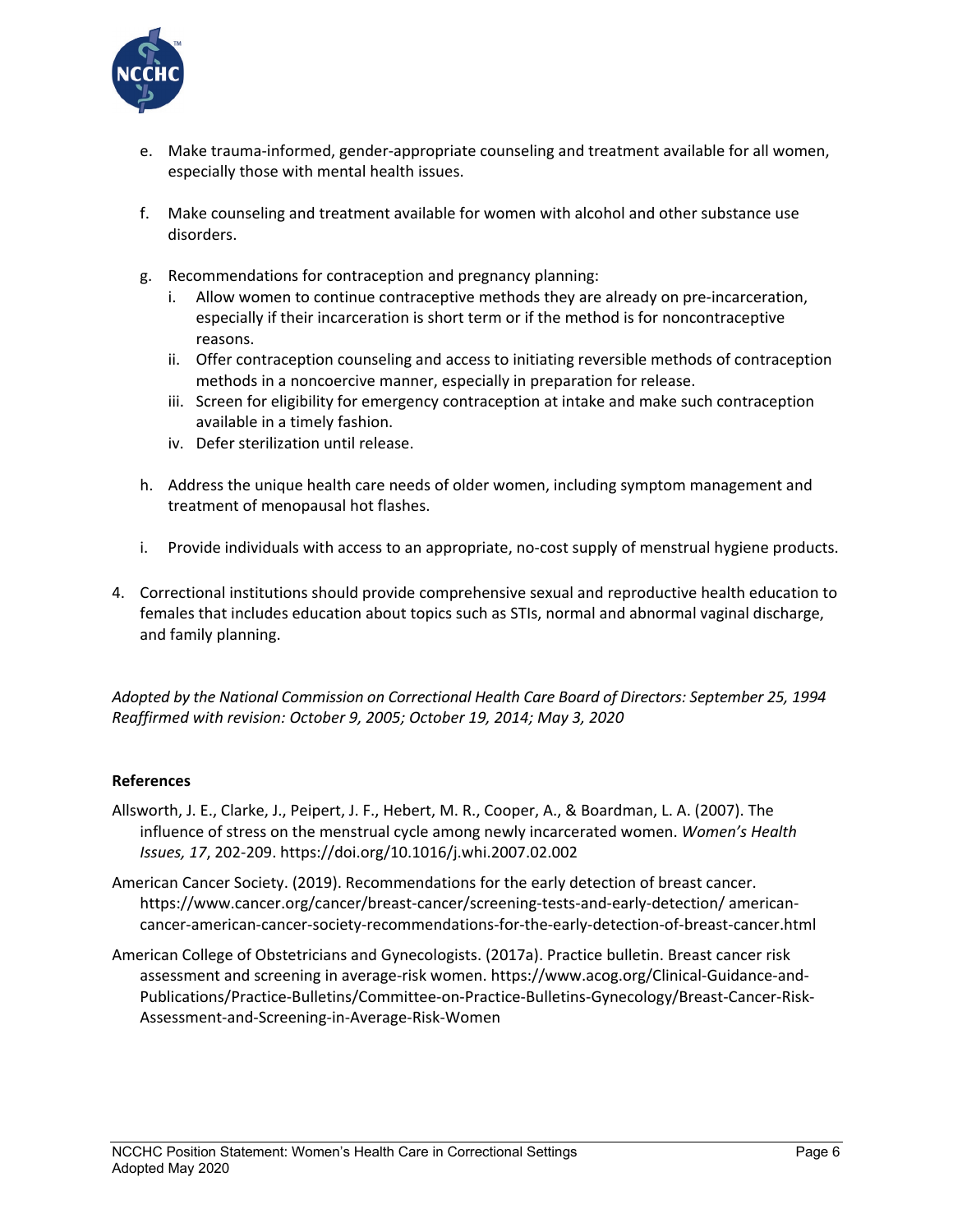e. Make trauma-informed, gender-appropriate counseling and treatment available for all women, especially those with mental health issues.

f. Make counseling and treatment available for women with alcohol and other substance use disorders.

g. Recommendations for contraception and pregnancy planning:
   i. Allow women to continue contraceptive methods they are already on pre-incarceration, especially if their incarceration is short term or if the method is for noncontraceptive reasons.
   ii. Offer contraception counseling and access to initiating reversible methods of contraception methods in a noncoercive manner, especially in preparation for release.
   iii. Screen for eligibility for emergency contraception at intake and make such contraception available in a timely fashion.
   iv. Defer sterilization until release.

h. Address the unique health care needs of older women, including symptom management and treatment of menopausal hot flashes.

i. Provide individuals with access to an appropriate, no-cost supply of menstrual hygiene products.

4. Correctional institutions should provide comprehensive sexual and reproductive health education to females that includes education about topics such as STIs, normal and abnormal vaginal discharge, and family planning.

*Adopted by the National Commission on Correctional Health Care Board of Directors: September 25, 1994*
*Reaffirmed with revision: October 9, 2005; October 19, 2014; May 3, 2020*

**References**

Allsworth, J. E., Clarke, J., Peipert, J. F., Hebert, M. R., Cooper, A., & Boardman, L. A. (2007). The influence of stress on the menstrual cycle among newly incarcerated women. *Women's Health Issues, 17*, 202-209. https://doi.org/10.1016/j.whi.2007.02.002

American Cancer Society. (2019). Recommendations for the early detection of breast cancer. https://www.cancer.org/cancer/breast-cancer/screening-tests-and-early-detection/ american-cancer-american-cancer-society-recommendations-for-the-early-detection-of-breast-cancer.html

American College of Obstetricians and Gynecologists. (2017a). Practice bulletin. Breast cancer risk assessment and screening in average-risk women. https://www.acog.org/Clinical-Guidance-and-Publications/Practice-Bulletins/Committee-on-Practice-Bulletins-Gynecology/Breast-Cancer-Risk-Assessment-and-Screening-in-Average-Risk-Women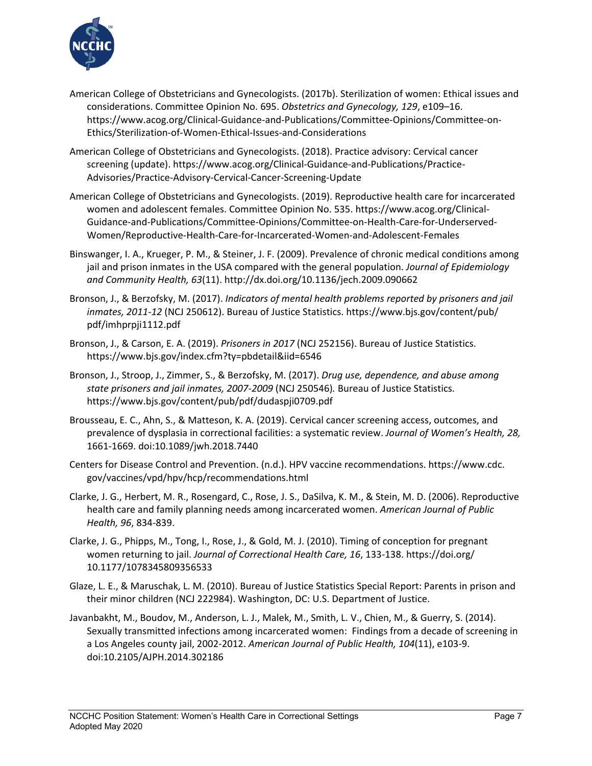American College of Obstetricians and Gynecologists. (2017b). Sterilization of women: Ethical issues and considerations. Committee Opinion No. 695. *Obstetrics and Gynecology, 129*, e109–16. https://www.acog.org/Clinical-Guidance-and-Publications/Committee-Opinions/Committee-on-Ethics/Sterilization-of-Women-Ethical-Issues-and-Considerations

American College of Obstetricians and Gynecologists. (2018). Practice advisory: Cervical cancer screening (update). https://www.acog.org/Clinical-Guidance-and-Publications/Practice-Advisories/Practice-Advisory-Cervical-Cancer-Screening-Update

American College of Obstetricians and Gynecologists. (2019). Reproductive health care for incarcerated women and adolescent females. Committee Opinion No. 535. https://www.acog.org/Clinical-Guidance-and-Publications/Committee-Opinions/Committee-on-Health-Care-for-Underserved-Women/Reproductive-Health-Care-for-Incarcerated-Women-and-Adolescent-Females

Binswanger, I. A., Krueger, P. M., & Steiner, J. F. (2009). Prevalence of chronic medical conditions among jail and prison inmates in the USA compared with the general population. *Journal of Epidemiology and Community Health, 63*(11). http://dx.doi.org/10.1136/jech.2009.090662

Bronson, J., & Berzofsky, M. (2017). *Indicators of mental health problems reported by prisoners and jail inmates, 2011-12* (NCJ 250612). Bureau of Justice Statistics. https://www.bjs.gov/content/pub/pdf/imhprpji1112.pdf

Bronson, J., & Carson, E. A. (2019). *Prisoners in 2017* (NCJ 252156). Bureau of Justice Statistics. https://www.bjs.gov/index.cfm?ty=pbdetail&iid=6546

Bronson, J., Stroop, J., Zimmer, S., & Berzofsky, M. (2017). *Drug use, dependence, and abuse among state prisoners and jail inmates, 2007-2009* (NCJ 250546)*.* Bureau of Justice Statistics. https://www.bjs.gov/content/pub/pdf/dudaspji0709.pdf

Brousseau, E. C., Ahn, S., & Matteson, K. A. (2019). Cervical cancer screening access, outcomes, and prevalence of dysplasia in correctional facilities: a systematic review. *Journal of Women's Health, 28,* 1661-1669. doi:10.1089/jwh.2018.7440

Centers for Disease Control and Prevention. (n.d.). HPV vaccine recommendations. https://www.cdc.gov/vaccines/vpd/hpv/hcp/recommendations.html

Clarke, J. G., Herbert, M. R., Rosengard, C., Rose, J. S., DaSilva, K. M., & Stein, M. D. (2006). Reproductive health care and family planning needs among incarcerated women. *American Journal of Public Health, 96*, 834-839.

Clarke, J. G., Phipps, M., Tong, I., Rose, J., & Gold, M. J. (2010). Timing of conception for pregnant women returning to jail. *Journal of Correctional Health Care, 16*, 133-138. https://doi.org/10.1177/1078345809356533

Glaze, L. E., & Maruschak, L. M. (2010). Bureau of Justice Statistics Special Report: Parents in prison and their minor children (NCJ 222984). Washington, DC: U.S. Department of Justice.

Javanbakht, M., Boudov, M., Anderson, L. J., Malek, M., Smith, L. V., Chien, M., & Guerry, S. (2014). Sexually transmitted infections among incarcerated women: Findings from a decade of screening in a Los Angeles county jail, 2002-2012. *American Journal of Public Health, 104*(11), e103-9. doi:10.2105/AJPH.2014.302186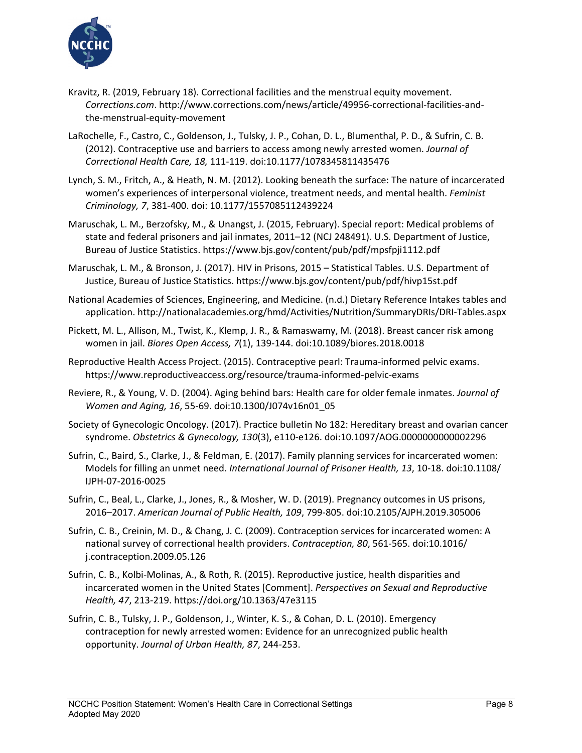Kravitz, R. (2019, February 18). Correctional facilities and the menstrual equity movement. *Corrections.com*. http://www.corrections.com/news/article/49956-correctional-facilities-and-the-menstrual-equity-movement

LaRochelle, F., Castro, C., Goldenson, J., Tulsky, J. P., Cohan, D. L., Blumenthal, P. D., & Sufrin, C. B. (2012). Contraceptive use and barriers to access among newly arrested women. *Journal of Correctional Health Care, 18,* 111-119. doi:10.1177/1078345811435476

Lynch, S. M., Fritch, A., & Heath, N. M. (2012). Looking beneath the surface: The nature of incarcerated women's experiences of interpersonal violence, treatment needs, and mental health. *Feminist Criminology, 7*, 381-400. doi: 10.1177/1557085112439224

Maruschak, L. M., Berzofsky, M., & Unangst, J. (2015, February). Special report: Medical problems of state and federal prisoners and jail inmates, 2011–12 (NCJ 248491). U.S. Department of Justice, Bureau of Justice Statistics. https://www.bjs.gov/content/pub/pdf/mpsfpji1112.pdf

Maruschak, L. M., & Bronson, J. (2017). HIV in Prisons, 2015 – Statistical Tables. U.S. Department of Justice, Bureau of Justice Statistics. https://www.bjs.gov/content/pub/pdf/hivp15st.pdf

National Academies of Sciences, Engineering, and Medicine. (n.d.) Dietary Reference Intakes tables and application. http://nationalacademies.org/hmd/Activities/Nutrition/SummaryDRIs/DRI-Tables.aspx

Pickett, M. L., Allison, M., Twist, K., Klemp, J. R., & Ramaswamy, M. (2018). Breast cancer risk among women in jail. *Biores Open Access, 7*(1), 139-144. doi:10.1089/biores.2018.0018

Reproductive Health Access Project. (2015). Contraceptive pearl: Trauma-informed pelvic exams. https://www.reproductiveaccess.org/resource/trauma-informed-pelvic-exams

Reviere, R., & Young, V. D. (2004). Aging behind bars: Health care for older female inmates. *Journal of Women and Aging, 16*, 55-69. doi:10.1300/J074v16n01_05

Society of Gynecologic Oncology. (2017). Practice bulletin No 182: Hereditary breast and ovarian cancer syndrome. *Obstetrics & Gynecology, 130*(3), e110-e126. doi:10.1097/AOG.0000000000002296

Sufrin, C., Baird, S., Clarke, J., & Feldman, E. (2017). Family planning services for incarcerated women: Models for filling an unmet need. *International Journal of Prisoner Health, 13*, 10-18. doi:10.1108/IJPH-07-2016-0025

Sufrin, C., Beal, L., Clarke, J., Jones, R., & Mosher, W. D. (2019). Pregnancy outcomes in US prisons, 2016–2017. *American Journal of Public Health, 109*, 799-805. doi:10.2105/AJPH.2019.305006

Sufrin, C. B., Creinin, M. D., & Chang, J. C. (2009). Contraception services for incarcerated women: A national survey of correctional health providers. *Contraception, 80*, 561-565. doi:10.1016/j.contraception.2009.05.126

Sufrin, C. B., Kolbi-Molinas, A., & Roth, R. (2015). Reproductive justice, health disparities and incarcerated women in the United States [Comment]. *Perspectives on Sexual and Reproductive Health, 47*, 213-219. https://doi.org/10.1363/47e3115

Sufrin, C. B., Tulsky, J. P., Goldenson, J., Winter, K. S., & Cohan, D. L. (2010). Emergency contraception for newly arrested women: Evidence for an unrecognized public health opportunity. *Journal of Urban Health, 87*, 244-253.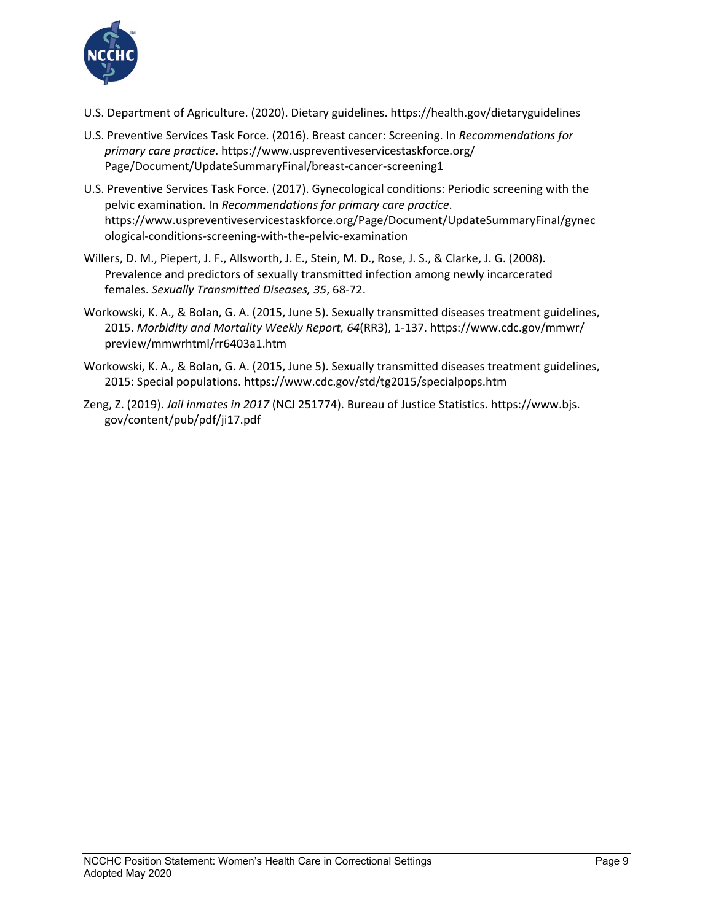U.S. Department of Agriculture. (2020). Dietary guidelines. https://health.gov/dietaryguidelines

U.S. Preventive Services Task Force. (2016). Breast cancer: Screening. In *Recommendations for primary care practice*. https://www.uspreventiveservicestaskforce.org/Page/Document/UpdateSummaryFinal/breast-cancer-screening1

U.S. Preventive Services Task Force. (2017). Gynecological conditions: Periodic screening with the pelvic examination. In *Recommendations for primary care practice*. https://www.uspreventiveservicestaskforce.org/Page/Document/UpdateSummaryFinal/gynecological-conditions-screening-with-the-pelvic-examination

Willers, D. M., Piepert, J. F., Allsworth, J. E., Stein, M. D., Rose, J. S., & Clarke, J. G. (2008). Prevalence and predictors of sexually transmitted infection among newly incarcerated females. *Sexually Transmitted Diseases, 35*, 68-72.

Workowski, K. A., & Bolan, G. A. (2015, June 5). Sexually transmitted diseases treatment guidelines, 2015. *Morbidity and Mortality Weekly Report, 64*(RR3), 1-137. https://www.cdc.gov/mmwr/preview/mmwrhtml/rr6403a1.htm

Workowski, K. A., & Bolan, G. A. (2015, June 5). Sexually transmitted diseases treatment guidelines, 2015: Special populations. https://www.cdc.gov/std/tg2015/specialpops.htm

Zeng, Z. (2019). *Jail inmates in 2017* (NCJ 251774). Bureau of Justice Statistics. https://www.bjs.gov/content/pub/pdf/ji17.pdf